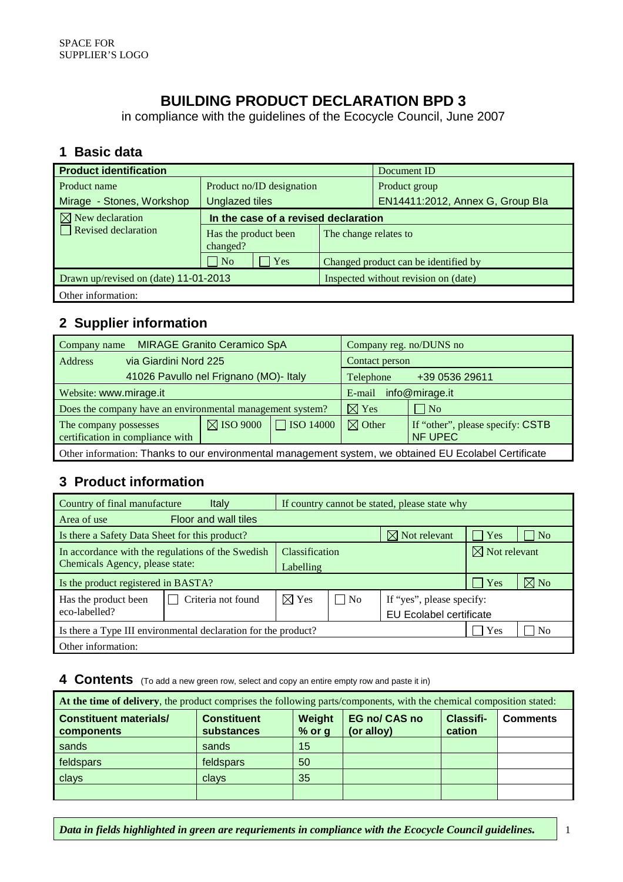SPACE FOR
SUPPLIER'S LOGO

# BUILDING PRODUCT DECLARATION BPD 3

in compliance with the guidelines of the Ecocycle Council, June 2007

## 1 Basic data

| Product identification | | | | Document ID |
|---|---|---|---|---|
| Product name | Product no/ID designation | | | Product group |
| Mirage - Stones, Workshop | Unglazed tiles | | | EN14411:2012, Annex G, Group BIa |
| ☒ New declaration<br>☐ Revised declaration | **In the case of a revised declaration** | | | |
| | Has the product been changed? | | The change relates to | |
| | ☐ No | ☐ Yes | Changed product can be identified by | |
| Drawn up/revised on (date) 11-01-2013 | | | Inspected without revision on (date) | |
| Other information: | | | | |

## 2 Supplier information

| Company name MIRAGE Granito Ceramico SpA | | | Company reg. no/DUNS no | |
|---|---|---|---|---|
| Address via Giardini Nord 225 | | | Contact person | |
| 41026 Pavullo nel Frignano (MO)- Italy | | | Telephone +39 0536 29611 | |
| Website: www.mirage.it | | | E-mail info@mirage.it | |
| Does the company have an environmental management system? | | | ☒ Yes | ☐ No |
| The company possesses certification in compliance with | ☒ ISO 9000 | ☐ ISO 14000 | ☒ Other | If "other", please specify: CSTB NF UPEC |
| Other information: Thanks to our environmental management system, we obtained EU Ecolabel Certificate | | | | |

## 3 Product information

| Country of final manufacture Italy | | If country cannot be stated, please state why | | | | |
|---|---|---|---|---|---|---|
| Area of use Floor and wall tiles | | | | | | |
| Is there a Safety Data Sheet for this product? | | | | ☒ Not relevant | ☐ Yes | ☐ No |
| In accordance with the regulations of the Swedish Chemicals Agency, please state: | | Classification<br>Labelling | | | ☒ Not relevant | |
| Is the product registered in BASTA? | | | | | ☐ Yes | ☒ No |
| Has the product been eco-labelled? | ☐ Criteria not found | ☒ Yes | ☐ No | If "yes", please specify:<br>EU Ecolabel certificate | | |
| Is there a Type III environmental declaration for the product? | | | | | ☐ Yes | ☐ No |
| Other information: | | | | | | |

## 4 Contents (To add a new green row, select and copy an entire empty row and paste it in)

**At the time of delivery**, the product comprises the following parts/components, with the chemical composition stated:

| Constituent materials/ components | Constituent substances | Weight % or g | EG no/ CAS no (or alloy) | Classifi-cation | Comments |
|---|---|---|---|---|---|
| sands | sands | 15 | | | |
| feldspars | feldspars | 50 | | | |
| clays | clays | 35 | | | |
| | | | | | |

*Data in fields highlighted in green are requriements in compliance with the Ecocycle Council guidelines.*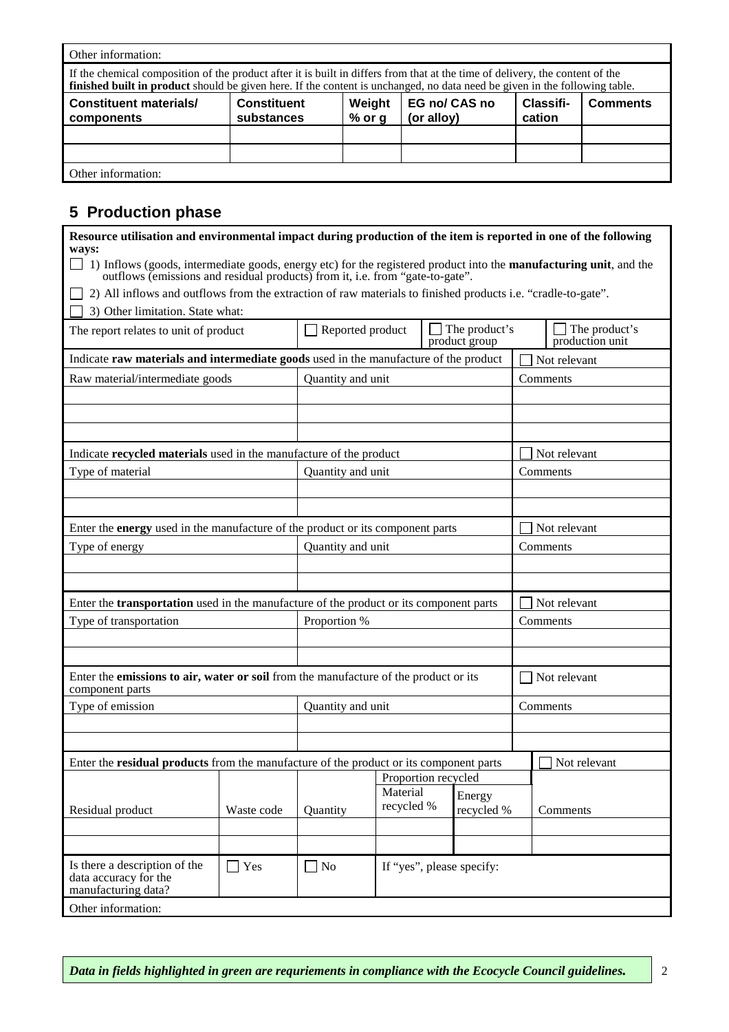| Other information: | | | | | |
|---|---|---|---|---|---|
| If the chemical composition of the product after it is built in differs from that at the time of delivery, the content of the **finished built in product** should be given here. If the content is unchanged, no data need be given in the following table. | | | | | |
| **Constituent materials/ components** | **Constituent substances** | **Weight % or g** | **EG no/ CAS no (or alloy)** | **Classifi-cation** | **Comments** |
| | | | | | |
| | | | | | |
| Other information: | | | | | |

## 5 Production phase

**Resource utilisation and environmental impact during production of the item is reported in one of the following ways:**

☐ 1) Inflows (goods, intermediate goods, energy etc) for the registered product into the **manufacturing unit**, and the outflows (emissions and residual products) from it, i.e. from "gate-to-gate".

☐ 2) All inflows and outflows from the extraction of raw materials to finished products i.e. "cradle-to-gate".

☐ 3) Other limitation. State what:

| The report relates to unit of product | ☐ Reported product | ☐ The product's product group | ☐ The product's production unit |
|---|---|---|---|

| Indicate **raw materials and intermediate goods** used in the manufacture of the product | | ☐ Not relevant |
|---|---|---|
| Raw material/intermediate goods | Quantity and unit | Comments |
| | | |
| | | |
| | | |
| Indicate **recycled materials** used in the manufacture of the product | | ☐ Not relevant |
| Type of material | Quantity and unit | Comments |
| | | |
| | | |
| Enter the **energy** used in the manufacture of the product or its component parts | | ☐ Not relevant |
| Type of energy | Quantity and unit | Comments |
| | | |
| | | |
| Enter the **transportation** used in the manufacture of the product or its component parts | | ☐ Not relevant |
| Type of transportation | Proportion % | Comments |
| | | |
| | | |
| Enter the **emissions to air, water or soil** from the manufacture of the product or its component parts | | ☐ Not relevant |
| Type of emission | Quantity and unit | Comments |
| | | |
| | | |

| Enter the **residual products** from the manufacture of the product or its component parts | | | | | ☐ Not relevant |
|---|---|---|---|---|---|
| | | | Proportion recycled | | |
| Residual product | Waste code | Quantity | Material recycled % | Energy recycled % | Comments |
| | | | | | |
| | | | | | |
| Is there a description of the data accuracy for the manufacturing data? | ☐ Yes | ☐ No | If "yes", please specify: | | |
| Other information: | | | | | |

***Data in fields highlighted in green are requriements in compliance with the Ecocycle Council guidelines.***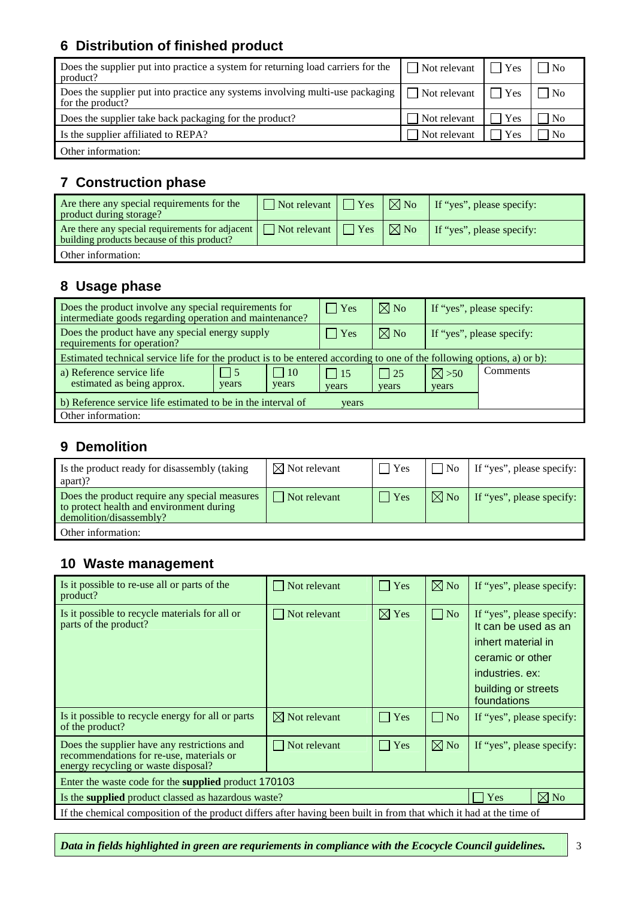## 6 Distribution of finished product

| | | | |
|---|---|---|---|
| Does the supplier put into practice a system for returning load carriers for the product? | ☐ Not relevant | ☐ Yes | ☐ No |
| Does the supplier put into practice any systems involving multi-use packaging for the product? | ☐ Not relevant | ☐ Yes | ☐ No |
| Does the supplier take back packaging for the product? | ☐ Not relevant | ☐ Yes | ☐ No |
| Is the supplier affiliated to REPA? | ☐ Not relevant | ☐ Yes | ☐ No |
| Other information: | | | |

## 7 Construction phase

| | | | | |
|---|---|---|---|---|
| Are there any special requirements for the product during storage? | ☐ Not relevant | ☐ Yes | ☒ No | If "yes", please specify: |
| Are there any special requirements for adjacent building products because of this product? | ☐ Not relevant | ☐ Yes | ☒ No | If "yes", please specify: |
| Other information: | | | | |

## 8 Usage phase

| | | | | | | |
|---|---|---|---|---|---|---|
| Does the product involve any special requirements for intermediate goods regarding operation and maintenance? | | | ☐ Yes | ☒ No | If "yes", please specify: | |
| Does the product have any special energy supply requirements for operation? | | | ☐ Yes | ☒ No | If "yes", please specify: | |
| Estimated technical service life for the product is to be entered according to one of the following options, a) or b): | | | | | | |
| a) Reference service life estimated as being approx. | ☐ 5 years | ☐ 10 years | ☐ 15 years | ☐ 25 years | ☒ >50 years | Comments |
| b) Reference service life estimated to be in the interval of | | | years | | | |
| Other information: | | | | | | |

## 9 Demolition

| | | | | |
|---|---|---|---|---|
| Is the product ready for disassembly (taking apart)? | ☒ Not relevant | ☐ Yes | ☐ No | If "yes", please specify: |
| Does the product require any special measures to protect health and environment during demolition/disassembly? | ☐ Not relevant | ☐ Yes | ☒ No | If "yes", please specify: |
| Other information: | | | | |

## 10 Waste management

| | | | | |
|---|---|---|---|---|
| Is it possible to re-use all or parts of the product? | ☐ Not relevant | ☐ Yes | ☒ No | If "yes", please specify: |
| Is it possible to recycle materials for all or parts of the product? | ☐ Not relevant | ☒ Yes | ☐ No | If "yes", please specify: It can be used as an inhert material in ceramic or other industries. ex: building or streets foundations |
| Is it possible to recycle energy for all or parts of the product? | ☒ Not relevant | ☐ Yes | ☐ No | If "yes", please specify: |
| Does the supplier have any restrictions and recommendations for re-use, materials or energy recycling or waste disposal? | ☐ Not relevant | ☐ Yes | ☒ No | If "yes", please specify: |
| Enter the waste code for the **supplied** product 170103 | | | | |
| Is the **supplied** product classed as hazardous waste? | | | ☐ Yes | ☒ No |
| If the chemical composition of the product differs after having been built in from that which it had at the time of | | | | |

***Data in fields highlighted in green are requriements in compliance with the Ecocycle Council guidelines.***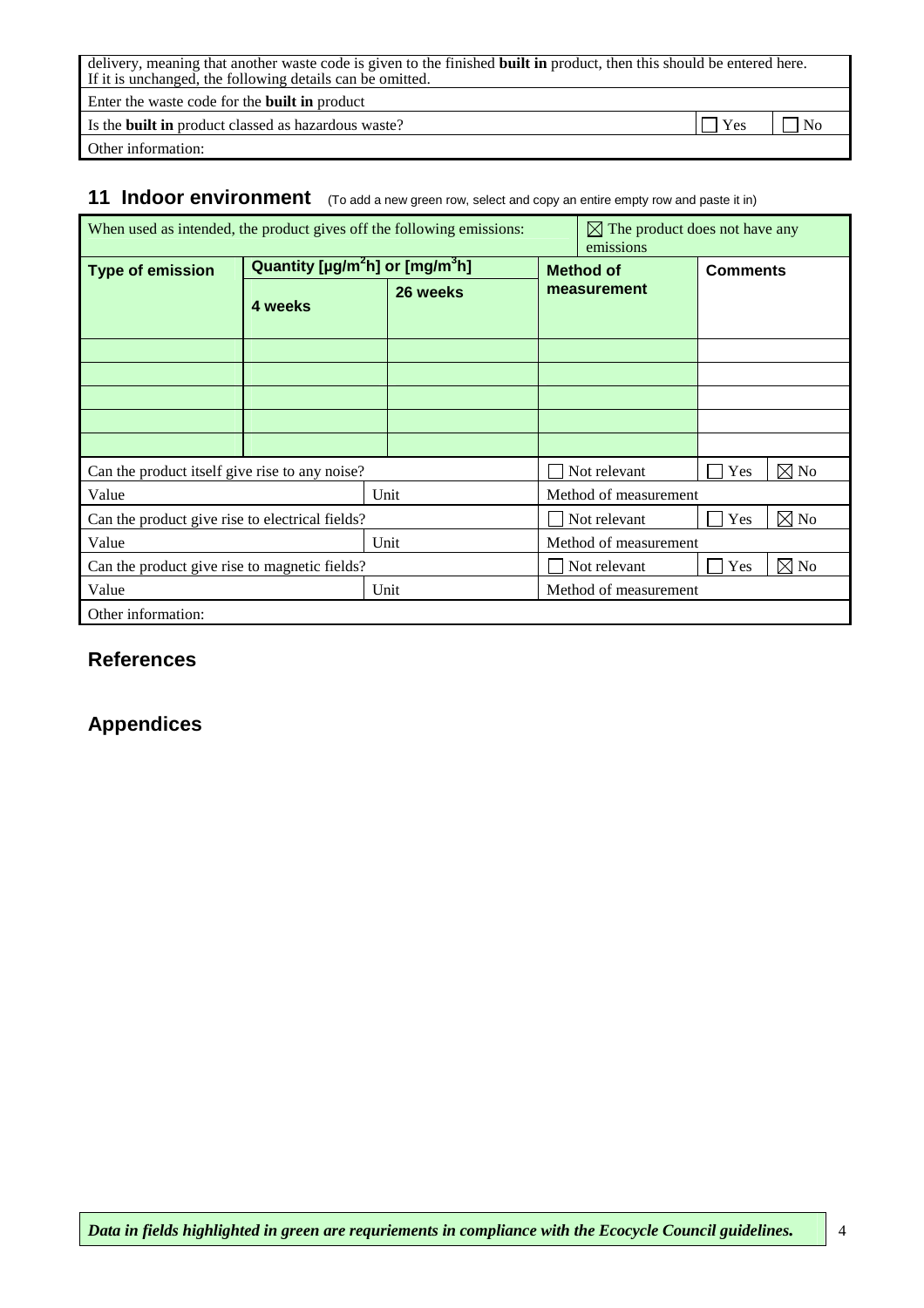| | | |
|---|---|---|
| delivery, meaning that another waste code is given to the finished **built in** product, then this should be entered here. If it is unchanged, the following details can be omitted. | | |
| Enter the waste code for the **built in** product | | |
| Is the **built in** product classed as hazardous waste? | ☐ Yes | ☐ No |
| Other information: | | |

## 11 Indoor environment

(To add a new green row, select and copy an entire empty row and paste it in)

| When used as intended, the product gives off the following emissions: | | | ☒ The product does not have any emissions | |
|---|---|---|---|---|
| **Type of emission** | **Quantity [µg/m²h] or [mg/m³h]** | | **Method of measurement** | **Comments** |
| | **4 weeks** | **26 weeks** | | |
| | | | | |
| | | | | |
| | | | | |
| | | | | |
| | | | | |

| | | | | |
|---|---|---|---|---|
| Can the product itself give rise to any noise? | | ☐ Not relevant | ☐ Yes | ☒ No |
| Value | Unit | Method of measurement | | |
| Can the product give rise to electrical fields? | | ☐ Not relevant | ☐ Yes | ☒ No |
| Value | Unit | Method of measurement | | |
| Can the product give rise to magnetic fields? | | ☐ Not relevant | ☐ Yes | ☒ No |
| Value | Unit | Method of measurement | | |
| Other information: | | | | |

## References

## Appendices

*Data in fields highlighted in green are requriements in compliance with the Ecocycle Council guidelines.*